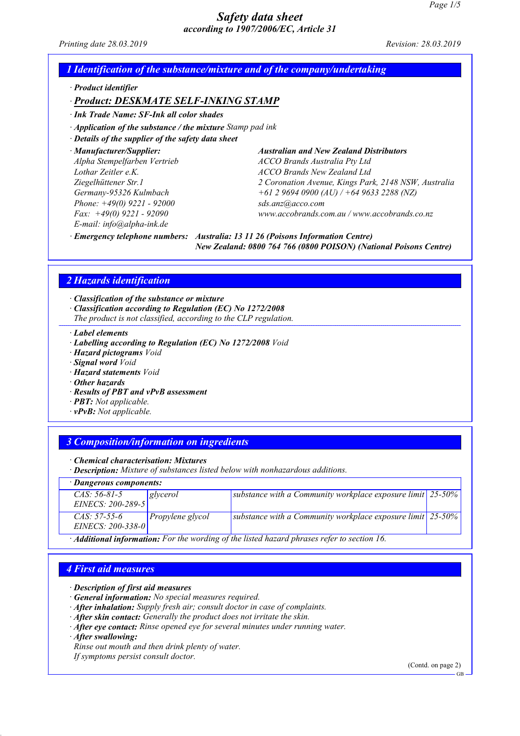# Safety data sheet
## according to 1907/2006/EC, Article 31

*Printing date 28.03.2019* *Revision: 28.03.2019*

## 1 Identification of the substance/mixture and of the company/undertaking

· **Product identifier**

· **Product: DESKMATE SELF-INKING STAMP**

· **Ink Trade Name: SF-Ink all color shades**

· **Application of the substance / the mixture** Stamp pad ink

· **Details of the supplier of the safety data sheet**

· **Manufacturer/Supplier:**
Alpha Stempelfarben Vertrieb
Lothar Zeitler e.K.
Ziegelhüttener Str.1
Germany-95326 Kulmbach
Phone: +49(0) 9221 - 92000
Fax: +49(0) 9221 - 92090
E-mail: info@alpha-ink.de

**Australian and New Zealand Distributors**
ACCO Brands Australia Pty Ltd
ACCO Brands New Zealand Ltd
2 Coronation Avenue, Kings Park, 2148 NSW, Australia
+61 2 9694 0900 (AU) / +64 9633 2288 (NZ)
sds.anz@acco.com
www.accobrands.com.au / www.accobrands.co.nz

· **Emergency telephone numbers:** **Australia: 13 11 26 (Poisons Information Centre)**
**New Zealand: 0800 764 766 (0800 POISON) (National Poisons Centre)**

## 2 Hazards identification

· **Classification of the substance or mixture**

· **Classification according to Regulation (EC) No 1272/2008**
The product is not classified, according to the CLP regulation.

· **Label elements**

· **Labelling according to Regulation (EC) No 1272/2008** Void

· **Hazard pictograms** Void

· **Signal word** Void

· **Hazard statements** Void

· **Other hazards**

· **Results of PBT and vPvB assessment**

· **PBT:** Not applicable.

· **vPvB:** Not applicable.

## 3 Composition/information on ingredients

· **Chemical characterisation: Mixtures**

· **Description:** Mixture of substances listed below with nonhazardous additions.

· **Dangerous components:**

| | | | |
|---|---|---|---|
| CAS: 56-81-5<br>EINECS: 200-289-5 | glycerol | substance with a Community workplace exposure limit | 25-50% |
| CAS: 57-55-6<br>EINECS: 200-338-0 | Propylene glycol | substance with a Community workplace exposure limit | 25-50% |

· **Additional information:** For the wording of the listed hazard phrases refer to section 16.

## 4 First aid measures

· **Description of first aid measures**

· **General information:** No special measures required.

· **After inhalation:** Supply fresh air; consult doctor in case of complaints.

· **After skin contact:** Generally the product does not irritate the skin.

· **After eye contact:** Rinse opened eye for several minutes under running water.

· **After swallowing:**
Rinse out mouth and then drink plenty of water.
If symptoms persist consult doctor.

(Contd. on page 2)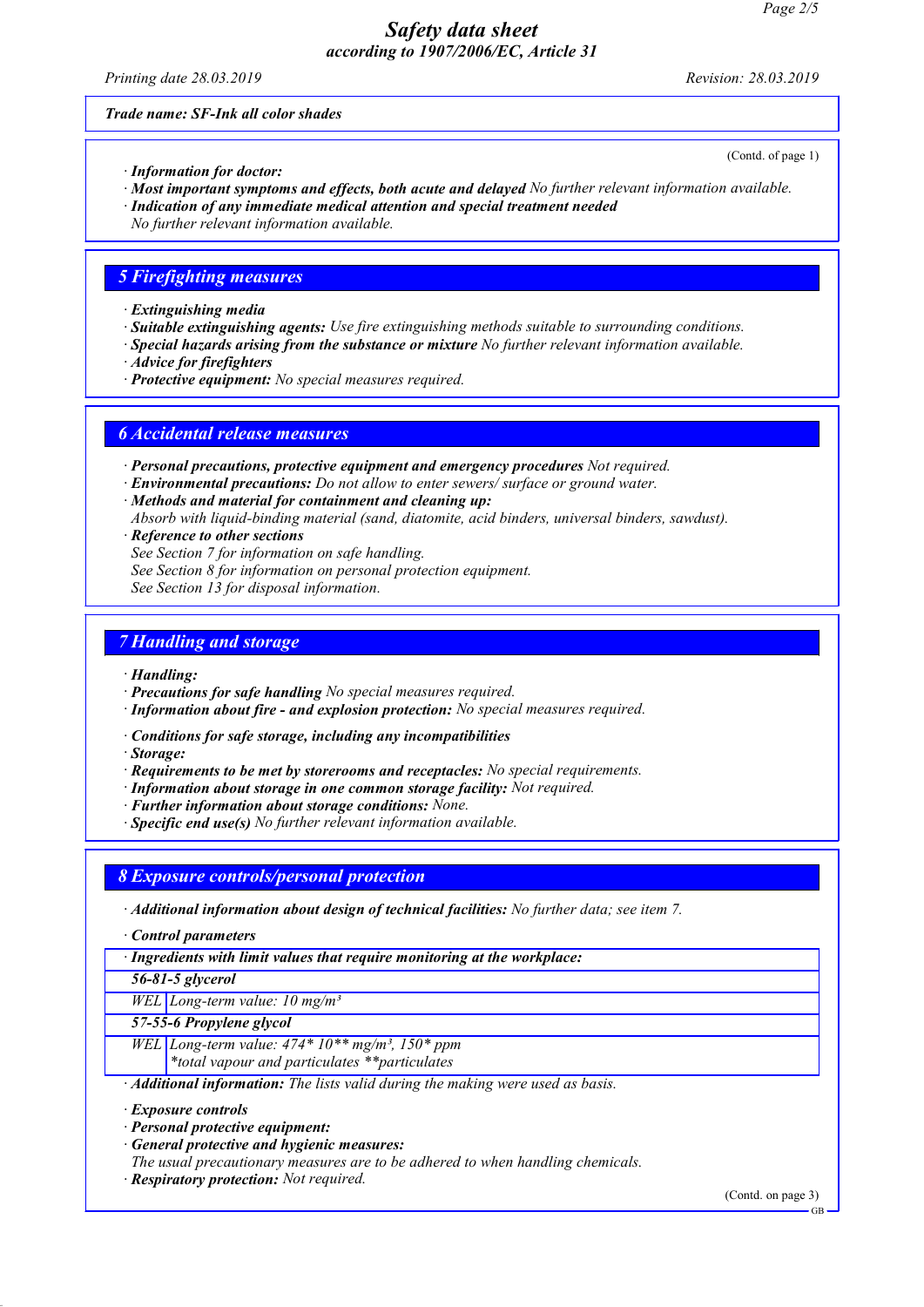**Trade name: SF-Ink all color shades**

(Contd. of page 1)

· ***Information for doctor:***
· ***Most important symptoms and effects, both acute and delayed*** *No further relevant information available.*
· ***Indication of any immediate medical attention and special treatment needed***
*No further relevant information available.*

## 5 Firefighting measures

· ***Extinguishing media***
· ***Suitable extinguishing agents:*** *Use fire extinguishing methods suitable to surrounding conditions.*
· ***Special hazards arising from the substance or mixture*** *No further relevant information available.*
· ***Advice for firefighters***
· ***Protective equipment:*** *No special measures required.*

## 6 Accidental release measures

· ***Personal precautions, protective equipment and emergency procedures*** *Not required.*
· ***Environmental precautions:*** *Do not allow to enter sewers/ surface or ground water.*
· ***Methods and material for containment and cleaning up:***
*Absorb with liquid-binding material (sand, diatomite, acid binders, universal binders, sawdust).*
· ***Reference to other sections***
*See Section 7 for information on safe handling.*
*See Section 8 for information on personal protection equipment.*
*See Section 13 for disposal information.*

## 7 Handling and storage

· ***Handling:***
· ***Precautions for safe handling*** *No special measures required.*
· ***Information about fire - and explosion protection:*** *No special measures required.*

· ***Conditions for safe storage, including any incompatibilities***
· ***Storage:***
· ***Requirements to be met by storerooms and receptacles:*** *No special requirements.*
· ***Information about storage in one common storage facility:*** *Not required.*
· ***Further information about storage conditions:*** *None.*
· ***Specific end use(s)*** *No further relevant information available.*

## 8 Exposure controls/personal protection

· ***Additional information about design of technical facilities:*** *No further data; see item 7.*

· ***Control parameters***

| · Ingredients with limit values that require monitoring at the workplace: | |
|---|---|
| **56-81-5 glycerol** | |
| WEL | Long-term value: 10 mg/m³ |
| **57-55-6 Propylene glycol** | |
| WEL | Long-term value: 474* 10** mg/m³, 150* ppm<br>*total vapour and particulates **particulates |

· ***Additional information:*** *The lists valid during the making were used as basis.*

· ***Exposure controls***
· ***Personal protective equipment:***
· ***General protective and hygienic measures:***
*The usual precautionary measures are to be adhered to when handling chemicals.*
· ***Respiratory protection:*** *Not required.*

(Contd. on page 3)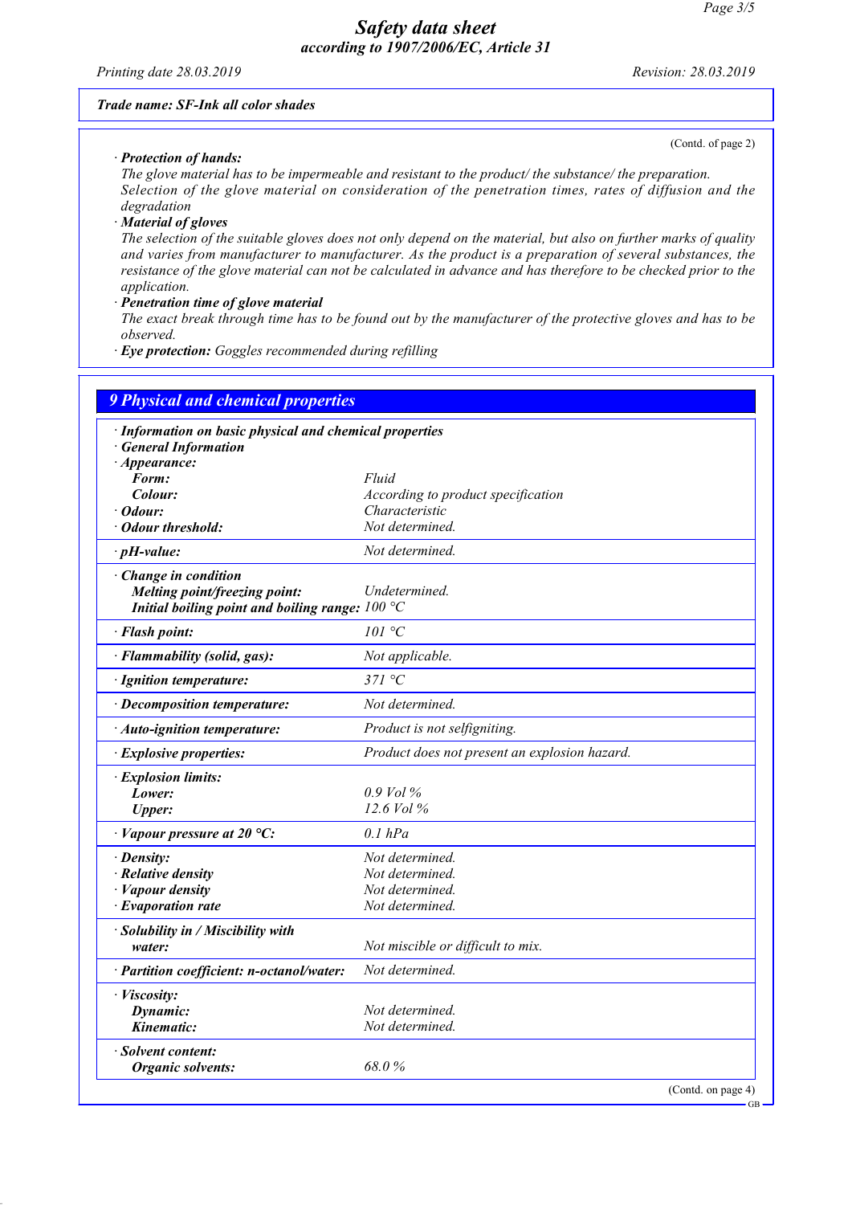Trade name: SF-Ink all color shades

(Contd. of page 2)

· **Protection of hands:**
The glove material has to be impermeable and resistant to the product/ the substance/ the preparation.
Selection of the glove material on consideration of the penetration times, rates of diffusion and the degradation

· **Material of gloves**
The selection of the suitable gloves does not only depend on the material, but also on further marks of quality and varies from manufacturer to manufacturer. As the product is a preparation of several substances, the resistance of the glove material can not be calculated in advance and has therefore to be checked prior to the application.

· **Penetration time of glove material**
The exact break through time has to be found out by the manufacturer of the protective gloves and has to be observed.

· **Eye protection:** Goggles recommended during refilling

## 9 Physical and chemical properties

| | |
|---|---|
| · **Information on basic physical and chemical properties** | |
| · **General Information** | |
| · **Appearance:** | |
| **Form:** | Fluid |
| **Colour:** | According to product specification |
| · **Odour:** | Characteristic |
| · **Odour threshold:** | Not determined. |
| · **pH-value:** | Not determined. |
| · **Change in condition** | |
| **Melting point/freezing point:** | Undetermined. |
| **Initial boiling point and boiling range:** | 100 °C |
| · **Flash point:** | 101 °C |
| · **Flammability (solid, gas):** | Not applicable. |
| · **Ignition temperature:** | 371 °C |
| · **Decomposition temperature:** | Not determined. |
| · **Auto-ignition temperature:** | Product is not selfigniting. |
| · **Explosive properties:** | Product does not present an explosion hazard. |
| · **Explosion limits:** | |
| **Lower:** | 0.9 Vol % |
| **Upper:** | 12.6 Vol % |
| · **Vapour pressure at 20 °C:** | 0.1 hPa |
| · **Density:** | Not determined. |
| · **Relative density** | Not determined. |
| · **Vapour density** | Not determined. |
| · **Evaporation rate** | Not determined. |
| · **Solubility in / Miscibility with water:** | Not miscible or difficult to mix. |
| · **Partition coefficient: n-octanol/water:** | Not determined. |
| · **Viscosity:** | |
| **Dynamic:** | Not determined. |
| **Kinematic:** | Not determined. |
| · **Solvent content:** | |
| **Organic solvents:** | 68.0 % |

(Contd. on page 4)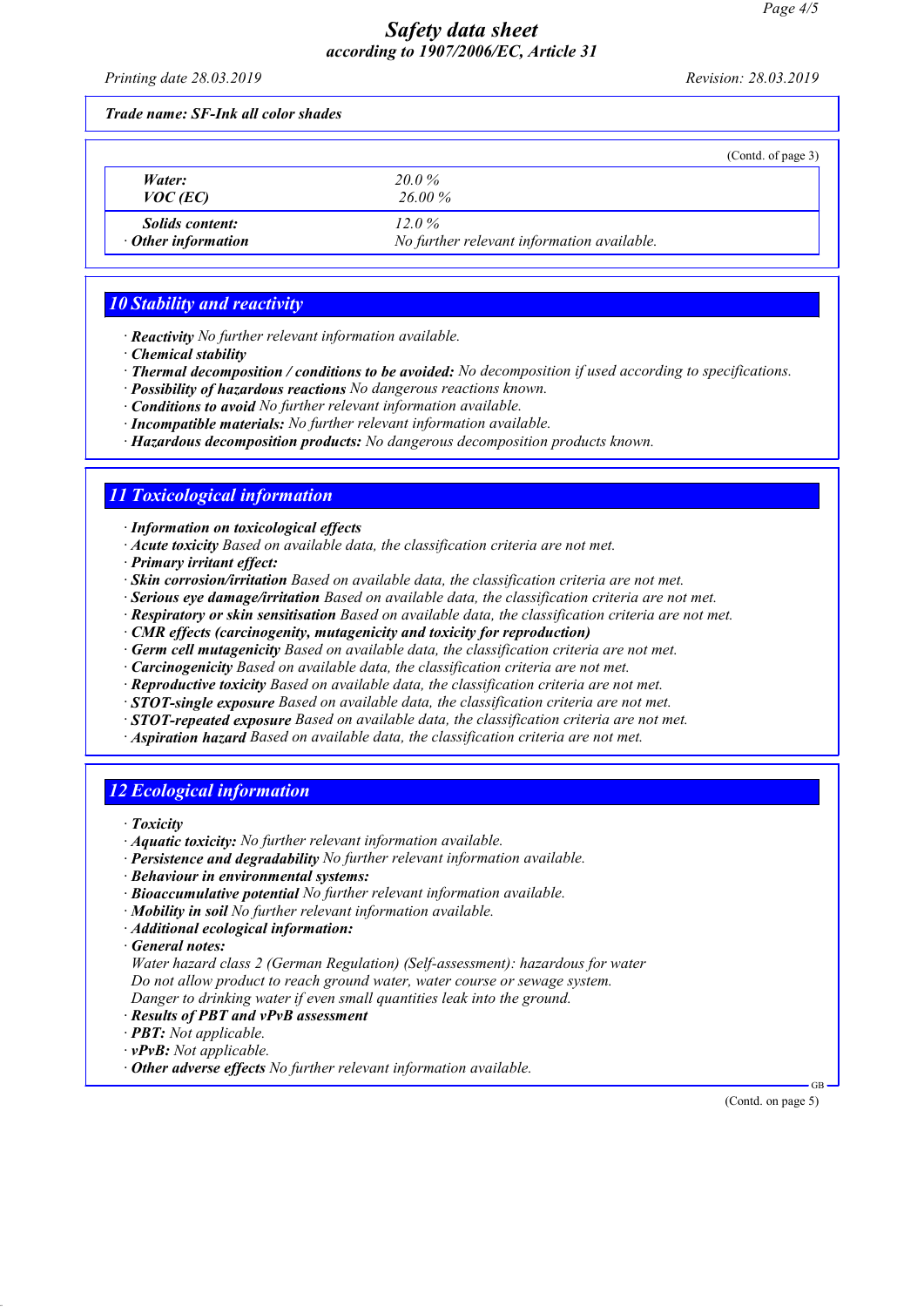Trade name: SF-Ink all color shades

(Contd. of page 3)

| | |
|---|---|
| **Water:** | 20.0 % |
| **VOC (EC)** | 26.00 % |
| **Solids content:** | 12.0 % |
| · **Other information** | No further relevant information available. |

## 10 Stability and reactivity

· **Reactivity** No further relevant information available.
· **Chemical stability**
· **Thermal decomposition / conditions to be avoided:** No decomposition if used according to specifications.
· **Possibility of hazardous reactions** No dangerous reactions known.
· **Conditions to avoid** No further relevant information available.
· **Incompatible materials:** No further relevant information available.
· **Hazardous decomposition products:** No dangerous decomposition products known.

## 11 Toxicological information

· **Information on toxicological effects**
· **Acute toxicity** Based on available data, the classification criteria are not met.
· **Primary irritant effect:**
· **Skin corrosion/irritation** Based on available data, the classification criteria are not met.
· **Serious eye damage/irritation** Based on available data, the classification criteria are not met.
· **Respiratory or skin sensitisation** Based on available data, the classification criteria are not met.
· **CMR effects (carcinogenity, mutagenicity and toxicity for reproduction)**
· **Germ cell mutagenicity** Based on available data, the classification criteria are not met.
· **Carcinogenicity** Based on available data, the classification criteria are not met.
· **Reproductive toxicity** Based on available data, the classification criteria are not met.
· **STOT-single exposure** Based on available data, the classification criteria are not met.
· **STOT-repeated exposure** Based on available data, the classification criteria are not met.
· **Aspiration hazard** Based on available data, the classification criteria are not met.

## 12 Ecological information

· **Toxicity**
· **Aquatic toxicity:** No further relevant information available.
· **Persistence and degradability** No further relevant information available.
· **Behaviour in environmental systems:**
· **Bioaccumulative potential** No further relevant information available.
· **Mobility in soil** No further relevant information available.
· **Additional ecological information:**
· **General notes:**
Water hazard class 2 (German Regulation) (Self-assessment): hazardous for water
Do not allow product to reach ground water, water course or sewage system.
Danger to drinking water if even small quantities leak into the ground.
· **Results of PBT and vPvB assessment**
· **PBT:** Not applicable.
· **vPvB:** Not applicable.
· **Other adverse effects** No further relevant information available.

(Contd. on page 5)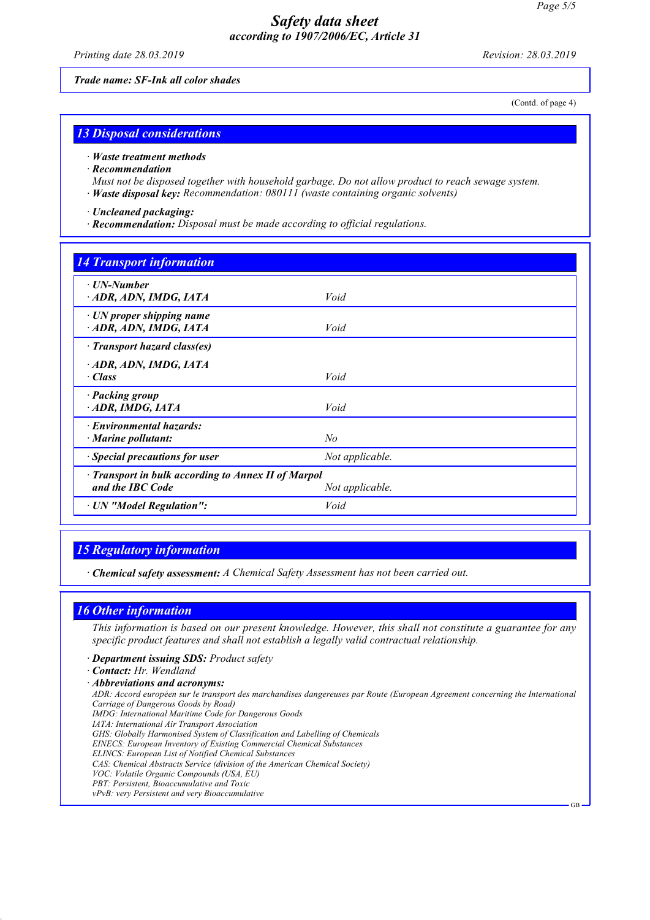*Trade name: SF-Ink all color shades*

(Contd. of page 4)

## 13 Disposal considerations

· **Waste treatment methods**
· **Recommendation**
Must not be disposed together with household garbage. Do not allow product to reach sewage system.
· **Waste disposal key:** Recommendation: 080111 (waste containing organic solvents)

· **Uncleaned packaging:**
· **Recommendation:** Disposal must be made according to official regulations.

## 14 Transport information

| | |
|---|---|
| · **UN-Number**<br>· **ADR, ADN, IMDG, IATA** | Void |
| · **UN proper shipping name**<br>· **ADR, ADN, IMDG, IATA** | Void |
| · **Transport hazard class(es)**<br>· **ADR, ADN, IMDG, IATA**<br>· **Class** | Void |
| · **Packing group**<br>· **ADR, IMDG, IATA** | Void |
| · **Environmental hazards:**<br>· **Marine pollutant:** | No |
| · **Special precautions for user** | Not applicable. |
| · **Transport in bulk according to Annex II of Marpol and the IBC Code** | Not applicable. |
| · **UN "Model Regulation":** | Void |

## 15 Regulatory information

· **Chemical safety assessment:** A Chemical Safety Assessment has not been carried out.

## 16 Other information

This information is based on our present knowledge. However, this shall not constitute a guarantee for any specific product features and shall not establish a legally valid contractual relationship.

· **Department issuing SDS:** Product safety
· **Contact:** Hr. Wendland
· **Abbreviations and acronyms:**
ADR: Accord européen sur le transport des marchandises dangereuses par Route (European Agreement concerning the International Carriage of Dangerous Goods by Road)
IMDG: International Maritime Code for Dangerous Goods
IATA: International Air Transport Association
GHS: Globally Harmonised System of Classification and Labelling of Chemicals
EINECS: European Inventory of Existing Commercial Chemical Substances
ELINCS: European List of Notified Chemical Substances
CAS: Chemical Abstracts Service (division of the American Chemical Society)
VOC: Volatile Organic Compounds (USA, EU)
PBT: Persistent, Bioaccumulative and Toxic
vPvB: very Persistent and very Bioaccumulative